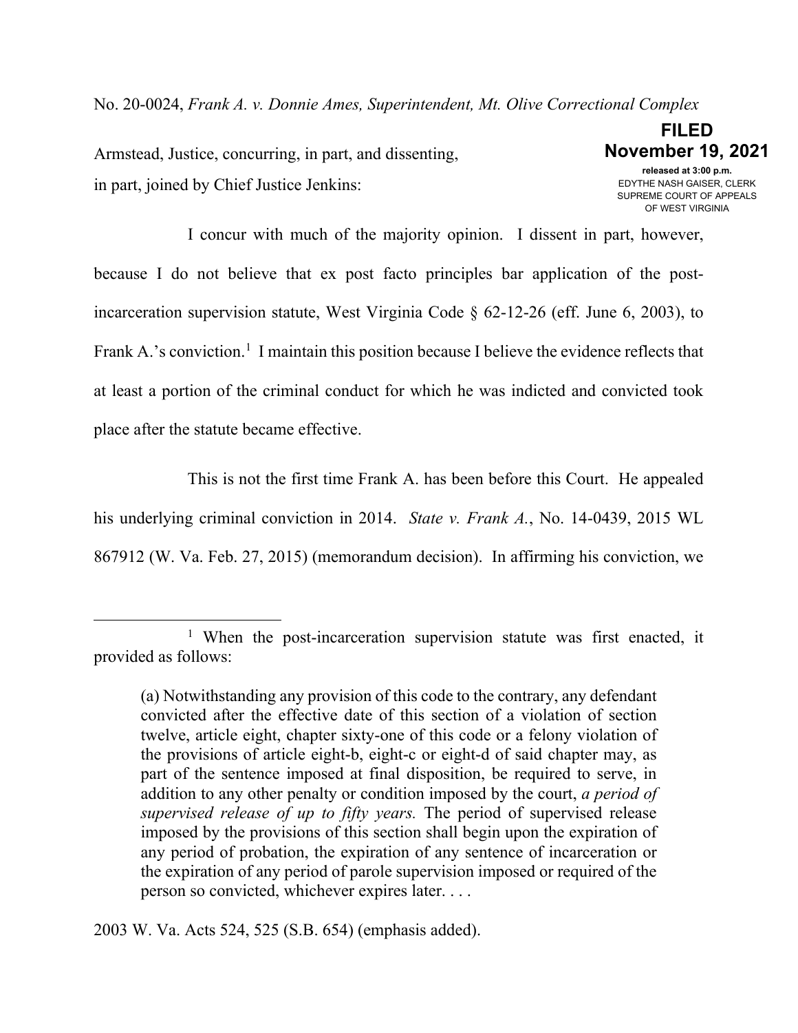No. 20-0024, *Frank A. v. Donnie Ames, Superintendent, Mt. Olive Correctional Complex*

**FILED**
**November 19, 2021**
released at 3:00 p.m.
EDYTHE NASH GAISER, CLERK
SUPREME COURT OF APPEALS
OF WEST VIRGINIA

Armstead, Justice, concurring, in part, and dissenting, in part, joined by Chief Justice Jenkins:

I concur with much of the majority opinion. I dissent in part, however, because I do not believe that ex post facto principles bar application of the post-incarceration supervision statute, West Virginia Code § 62-12-26 (eff. June 6, 2003), to Frank A.'s conviction.[1] I maintain this position because I believe the evidence reflects that at least a portion of the criminal conduct for which he was indicted and convicted took place after the statute became effective.

This is not the first time Frank A. has been before this Court. He appealed his underlying criminal conviction in 2014. *State v. Frank A.*, No. 14-0439, 2015 WL 867912 (W. Va. Feb. 27, 2015) (memorandum decision). In affirming his conviction, we

---

[1] When the post-incarceration supervision statute was first enacted, it provided as follows:

> (a) Notwithstanding any provision of this code to the contrary, any defendant convicted after the effective date of this section of a violation of section twelve, article eight, chapter sixty-one of this code or a felony violation of the provisions of article eight-b, eight-c or eight-d of said chapter may, as part of the sentence imposed at final disposition, be required to serve, in addition to any other penalty or condition imposed by the court, *a period of supervised release of up to fifty years.* The period of supervised release imposed by the provisions of this section shall begin upon the expiration of any period of probation, the expiration of any sentence of incarceration or the expiration of any period of parole supervision imposed or required of the person so convicted, whichever expires later. . . .

2003 W. Va. Acts 524, 525 (S.B. 654) (emphasis added).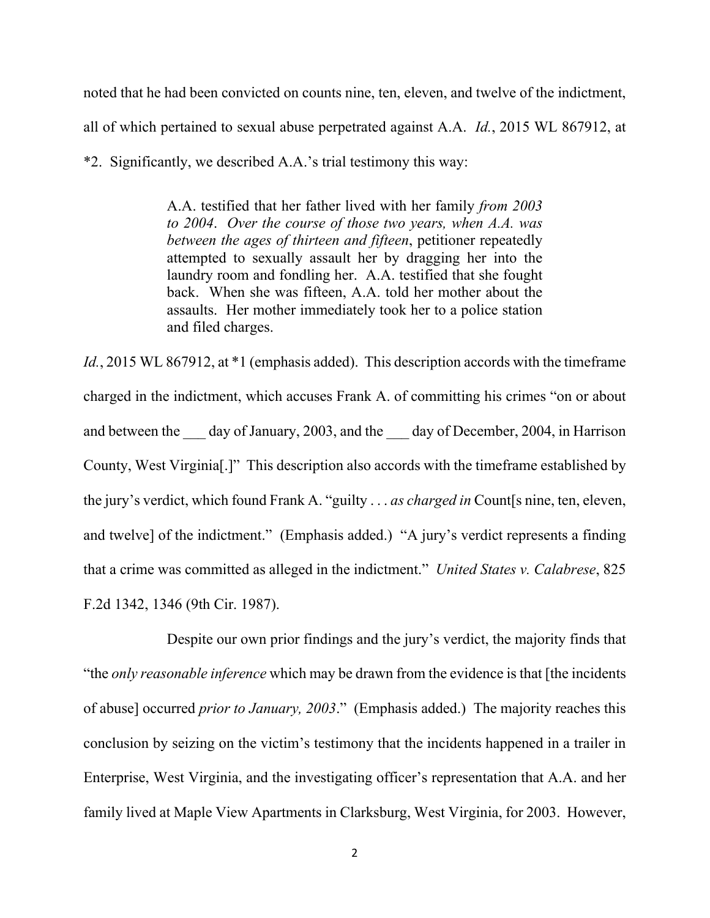noted that he had been convicted on counts nine, ten, eleven, and twelve of the indictment, all of which pertained to sexual abuse perpetrated against A.A. *Id.*, 2015 WL 867912, at *2. Significantly, we described A.A.'s trial testimony this way:

> A.A. testified that her father lived with her family *from 2003 to 2004*. *Over the course of those two years, when A.A. was between the ages of thirteen and fifteen*, petitioner repeatedly attempted to sexually assault her by dragging her into the laundry room and fondling her. A.A. testified that she fought back. When she was fifteen, A.A. told her mother about the assaults. Her mother immediately took her to a police station and filed charges.

*Id.*, 2015 WL 867912, at *1 (emphasis added). This description accords with the timeframe charged in the indictment, which accuses Frank A. of committing his crimes "on or about and between the ___ day of January, 2003, and the ___ day of December, 2004, in Harrison County, West Virginia[.]" This description also accords with the timeframe established by the jury's verdict, which found Frank A. "guilty . . . *as charged in* Count[s nine, ten, eleven, and twelve] of the indictment." (Emphasis added.) "A jury's verdict represents a finding that a crime was committed as alleged in the indictment." *United States v. Calabrese*, 825 F.2d 1342, 1346 (9th Cir. 1987).

Despite our own prior findings and the jury's verdict, the majority finds that "the *only reasonable inference* which may be drawn from the evidence is that [the incidents of abuse] occurred *prior to January, 2003*." (Emphasis added.) The majority reaches this conclusion by seizing on the victim's testimony that the incidents happened in a trailer in Enterprise, West Virginia, and the investigating officer's representation that A.A. and her family lived at Maple View Apartments in Clarksburg, West Virginia, for 2003. However,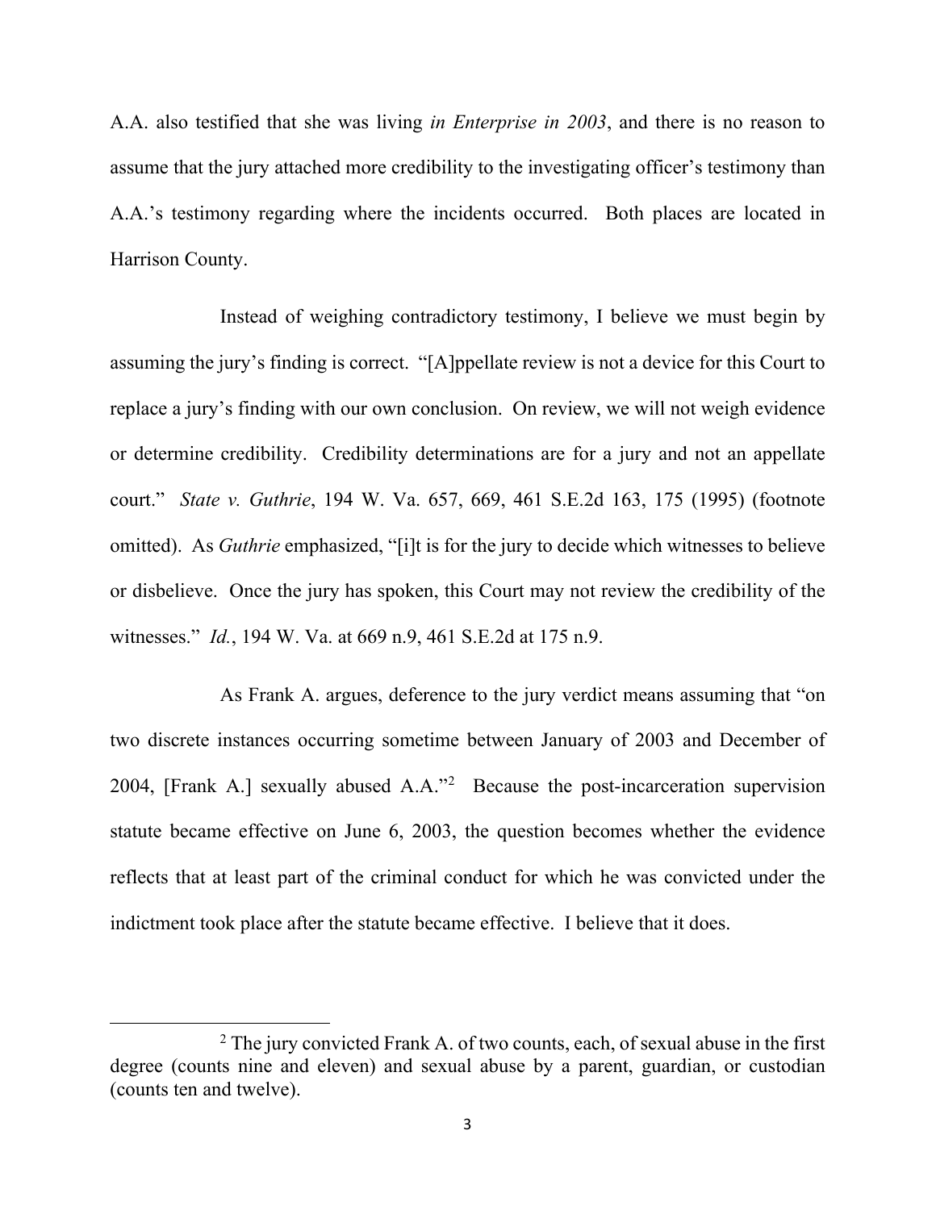A.A. also testified that she was living *in Enterprise in 2003*, and there is no reason to assume that the jury attached more credibility to the investigating officer's testimony than A.A.'s testimony regarding where the incidents occurred. Both places are located in Harrison County.

Instead of weighing contradictory testimony, I believe we must begin by assuming the jury's finding is correct. "[A]ppellate review is not a device for this Court to replace a jury's finding with our own conclusion. On review, we will not weigh evidence or determine credibility. Credibility determinations are for a jury and not an appellate court." *State v. Guthrie*, 194 W. Va. 657, 669, 461 S.E.2d 163, 175 (1995) (footnote omitted). As *Guthrie* emphasized, "[i]t is for the jury to decide which witnesses to believe or disbelieve. Once the jury has spoken, this Court may not review the credibility of the witnesses." *Id.*, 194 W. Va. at 669 n.9, 461 S.E.2d at 175 n.9.

As Frank A. argues, deference to the jury verdict means assuming that "on two discrete instances occurring sometime between January of 2003 and December of 2004, [Frank A.] sexually abused A.A."[2] Because the post-incarceration supervision statute became effective on June 6, 2003, the question becomes whether the evidence reflects that at least part of the criminal conduct for which he was convicted under the indictment took place after the statute became effective. I believe that it does.

---

[2] The jury convicted Frank A. of two counts, each, of sexual abuse in the first degree (counts nine and eleven) and sexual abuse by a parent, guardian, or custodian (counts ten and twelve).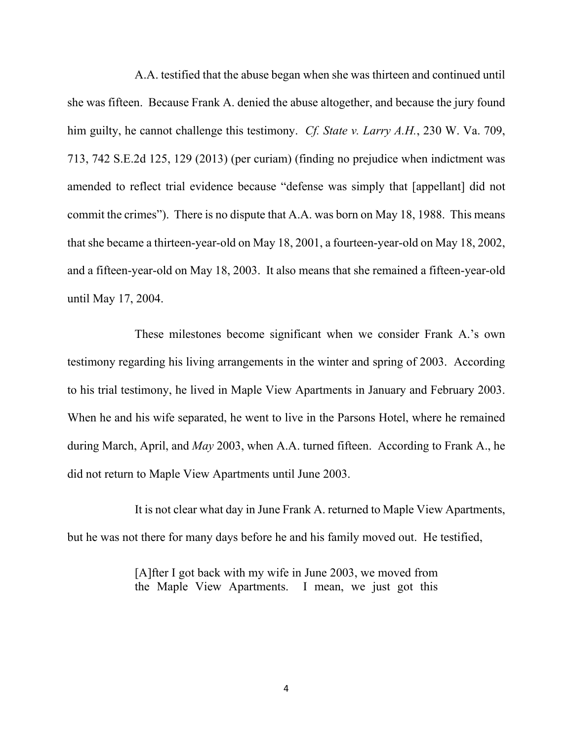A.A. testified that the abuse began when she was thirteen and continued until she was fifteen. Because Frank A. denied the abuse altogether, and because the jury found him guilty, he cannot challenge this testimony. *Cf. State v. Larry A.H.*, 230 W. Va. 709, 713, 742 S.E.2d 125, 129 (2013) (per curiam) (finding no prejudice when indictment was amended to reflect trial evidence because "defense was simply that [appellant] did not commit the crimes"). There is no dispute that A.A. was born on May 18, 1988. This means that she became a thirteen-year-old on May 18, 2001, a fourteen-year-old on May 18, 2002, and a fifteen-year-old on May 18, 2003. It also means that she remained a fifteen-year-old until May 17, 2004.

These milestones become significant when we consider Frank A.'s own testimony regarding his living arrangements in the winter and spring of 2003. According to his trial testimony, he lived in Maple View Apartments in January and February 2003. When he and his wife separated, he went to live in the Parsons Hotel, where he remained during March, April, and *May* 2003, when A.A. turned fifteen. According to Frank A., he did not return to Maple View Apartments until June 2003.

It is not clear what day in June Frank A. returned to Maple View Apartments, but he was not there for many days before he and his family moved out. He testified,

> [A]fter I got back with my wife in June 2003, we moved from the Maple View Apartments. I mean, we just got this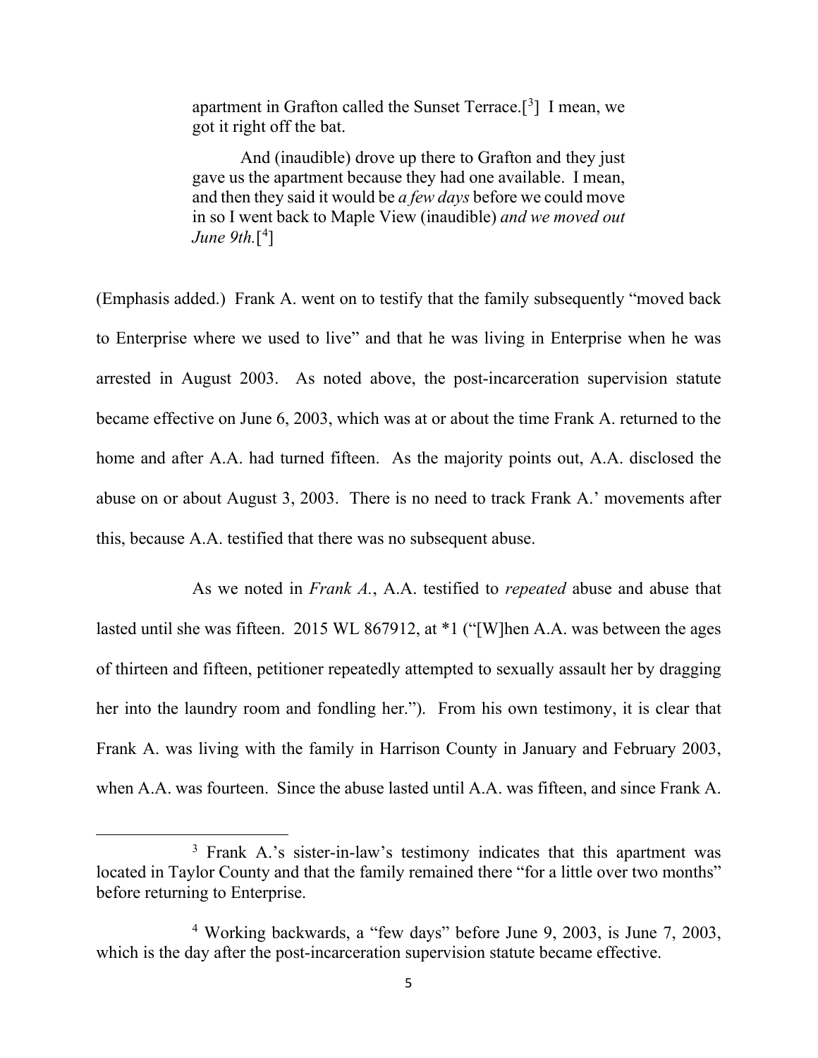> apartment in Grafton called the Sunset Terrace.[3] I mean, we got it right off the bat.
>
> And (inaudible) drove up there to Grafton and they just gave us the apartment because they had one available. I mean, and then they said it would be *a few days* before we could move in so I went back to Maple View (inaudible) *and we moved out June 9th.*[4]

(Emphasis added.) Frank A. went on to testify that the family subsequently "moved back to Enterprise where we used to live" and that he was living in Enterprise when he was arrested in August 2003. As noted above, the post-incarceration supervision statute became effective on June 6, 2003, which was at or about the time Frank A. returned to the home and after A.A. had turned fifteen. As the majority points out, A.A. disclosed the abuse on or about August 3, 2003. There is no need to track Frank A.' movements after this, because A.A. testified that there was no subsequent abuse.

As we noted in *Frank A.*, A.A. testified to *repeated* abuse and abuse that lasted until she was fifteen. 2015 WL 867912, at *1 ("[W]hen A.A. was between the ages of thirteen and fifteen, petitioner repeatedly attempted to sexually assault her by dragging her into the laundry room and fondling her."). From his own testimony, it is clear that Frank A. was living with the family in Harrison County in January and February 2003, when A.A. was fourteen. Since the abuse lasted until A.A. was fifteen, and since Frank A.

---

[3] Frank A.'s sister-in-law's testimony indicates that this apartment was located in Taylor County and that the family remained there "for a little over two months" before returning to Enterprise.

[4] Working backwards, a "few days" before June 9, 2003, is June 7, 2003, which is the day after the post-incarceration supervision statute became effective.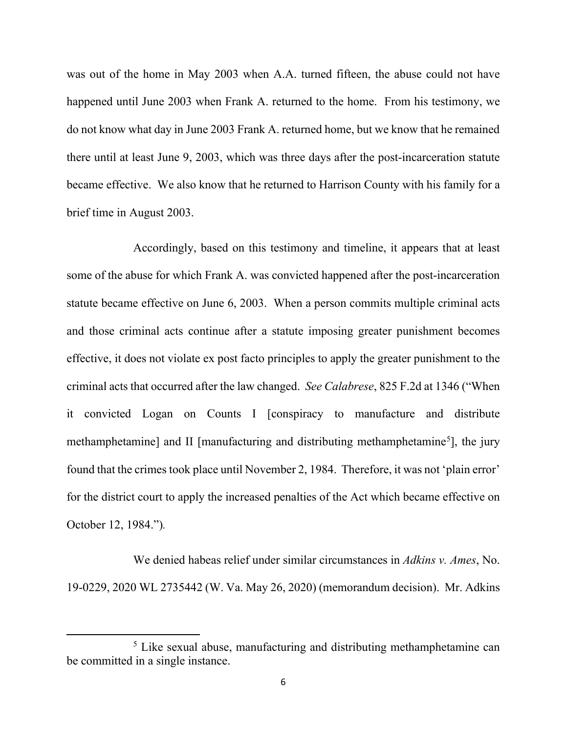was out of the home in May 2003 when A.A. turned fifteen, the abuse could not have happened until June 2003 when Frank A. returned to the home. From his testimony, we do not know what day in June 2003 Frank A. returned home, but we know that he remained there until at least June 9, 2003, which was three days after the post-incarceration statute became effective. We also know that he returned to Harrison County with his family for a brief time in August 2003.

Accordingly, based on this testimony and timeline, it appears that at least some of the abuse for which Frank A. was convicted happened after the post-incarceration statute became effective on June 6, 2003. When a person commits multiple criminal acts and those criminal acts continue after a statute imposing greater punishment becomes effective, it does not violate ex post facto principles to apply the greater punishment to the criminal acts that occurred after the law changed. *See Calabrese*, 825 F.2d at 1346 ("When it convicted Logan on Counts I [conspiracy to manufacture and distribute methamphetamine] and II [manufacturing and distributing methamphetamine[5]], the jury found that the crimes took place until November 2, 1984. Therefore, it was not 'plain error' for the district court to apply the increased penalties of the Act which became effective on October 12, 1984.").

We denied habeas relief under similar circumstances in *Adkins v. Ames*, No. 19-0229, 2020 WL 2735442 (W. Va. May 26, 2020) (memorandum decision). Mr. Adkins

---

[5] Like sexual abuse, manufacturing and distributing methamphetamine can be committed in a single instance.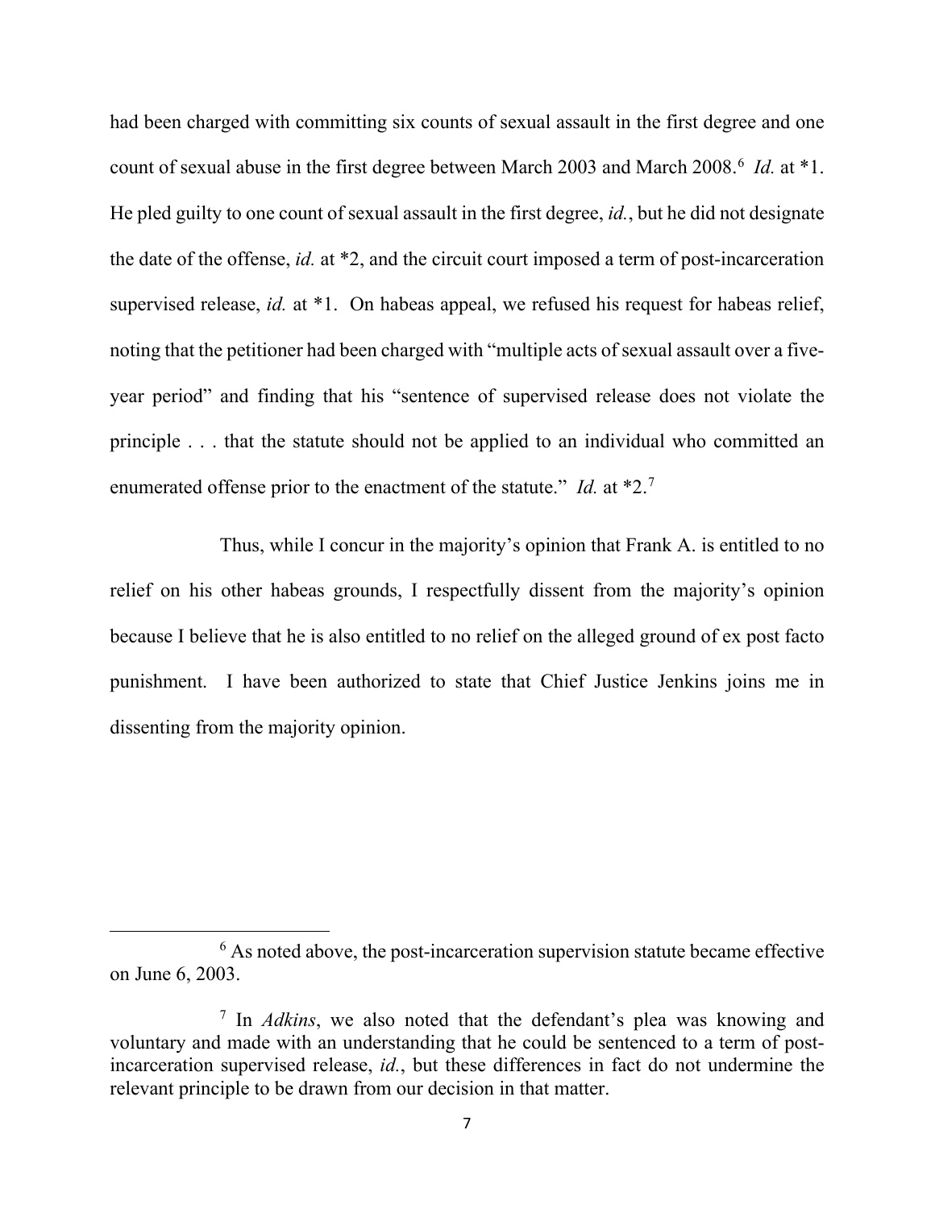had been charged with committing six counts of sexual assault in the first degree and one count of sexual abuse in the first degree between March 2003 and March 2008.[6] *Id.* at *1. He pled guilty to one count of sexual assault in the first degree, *id.*, but he did not designate the date of the offense, *id.* at *2, and the circuit court imposed a term of post-incarceration supervised release, *id.* at *1. On habeas appeal, we refused his request for habeas relief, noting that the petitioner had been charged with "multiple acts of sexual assault over a five-year period" and finding that his "sentence of supervised release does not violate the principle . . . that the statute should not be applied to an individual who committed an enumerated offense prior to the enactment of the statute." *Id.* at *2.[7]

Thus, while I concur in the majority's opinion that Frank A. is entitled to no relief on his other habeas grounds, I respectfully dissent from the majority's opinion because I believe that he is also entitled to no relief on the alleged ground of ex post facto punishment. I have been authorized to state that Chief Justice Jenkins joins me in dissenting from the majority opinion.

---

[6] As noted above, the post-incarceration supervision statute became effective on June 6, 2003.

[7] In *Adkins*, we also noted that the defendant's plea was knowing and voluntary and made with an understanding that he could be sentenced to a term of post-incarceration supervised release, *id.*, but these differences in fact do not undermine the relevant principle to be drawn from our decision in that matter.